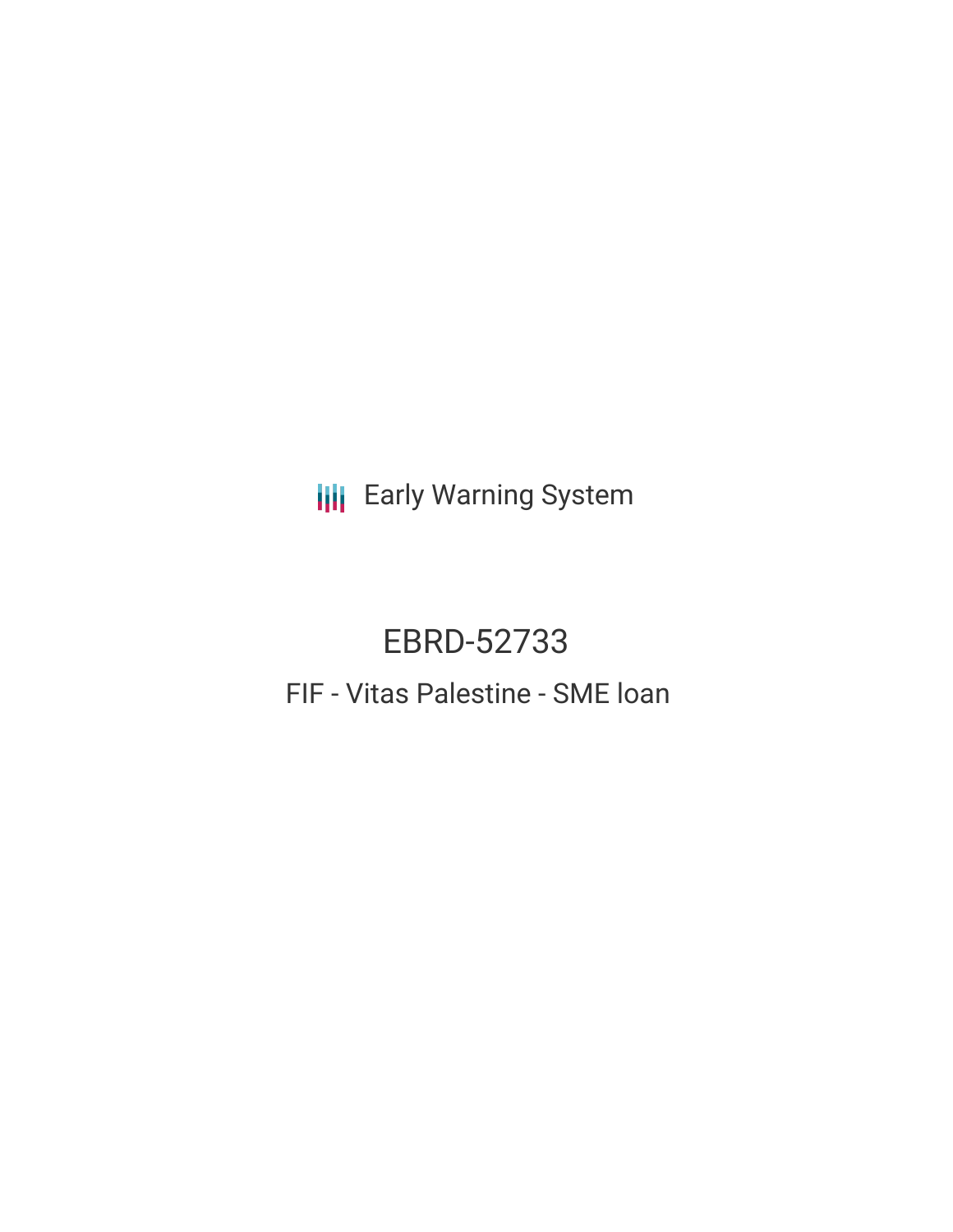Early Warning System

# EBRD-52733

## FIF - Vitas Palestine - SME loan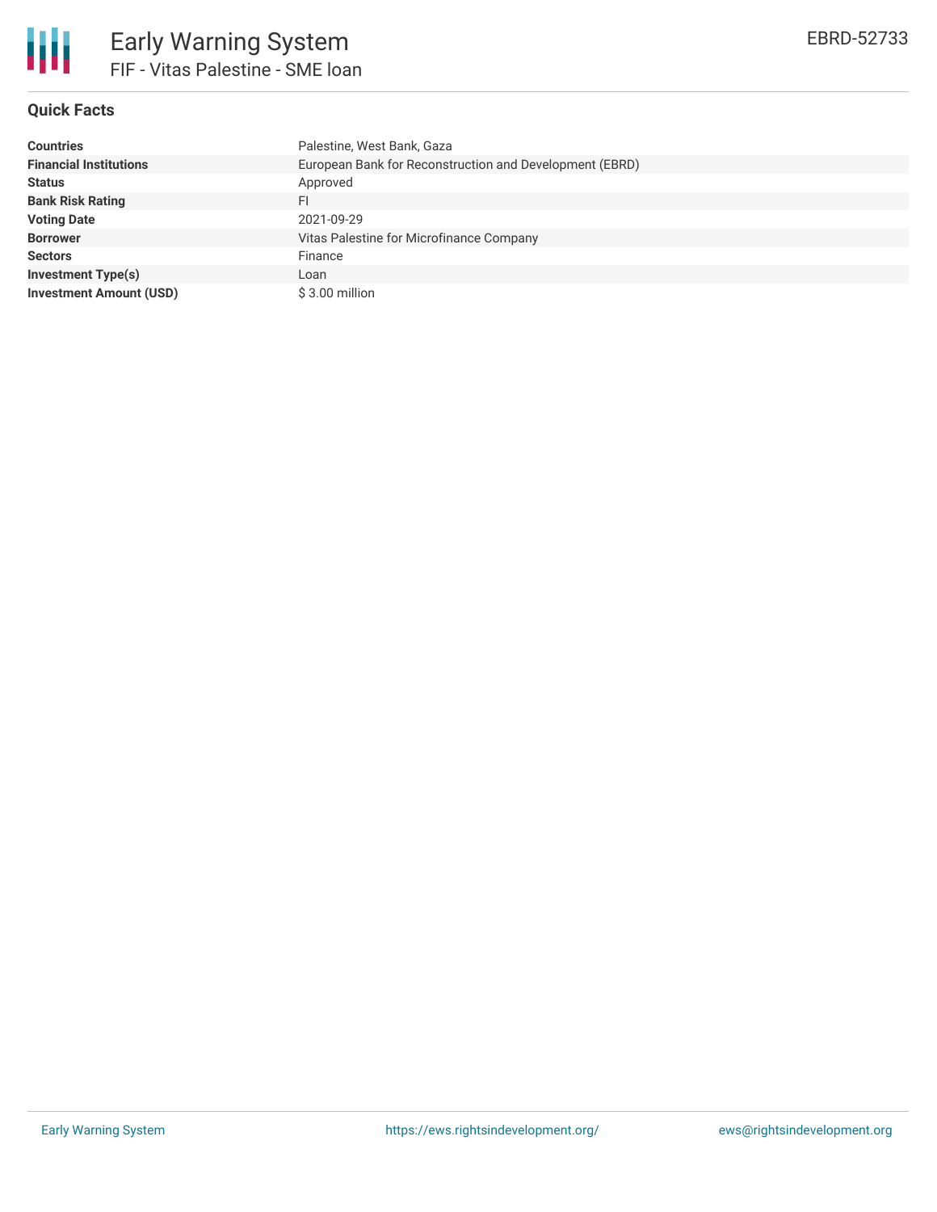# Early Warning System

## FIF - Vitas Palestine - SME loan

EBRD-52733

### Quick Facts

| | |
|---|---|
| **Countries** | Palestine, West Bank, Gaza |
| **Financial Institutions** | European Bank for Reconstruction and Development (EBRD) |
| **Status** | Approved |
| **Bank Risk Rating** | FI |
| **Voting Date** | 2021-09-29 |
| **Borrower** | Vitas Palestine for Microfinance Company |
| **Sectors** | Finance |
| **Investment Type(s)** | Loan |
| **Investment Amount (USD)** | $ 3.00 million |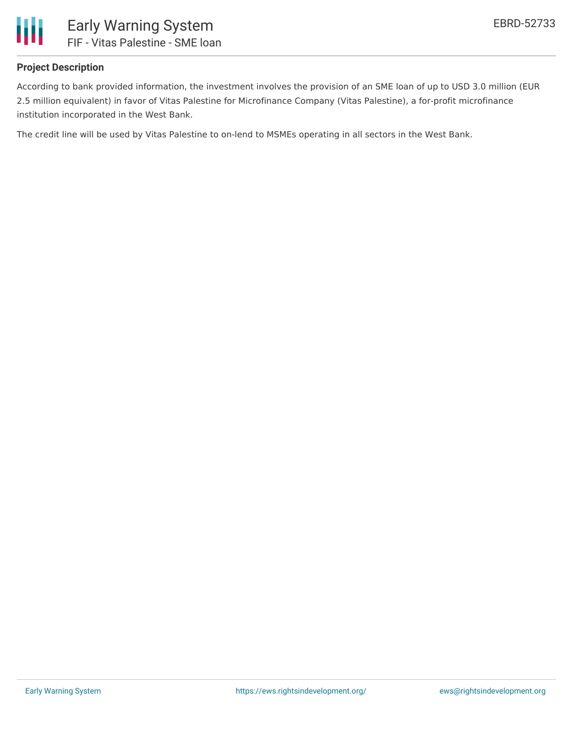## Project Description

According to bank provided information, the investment involves the provision of an SME loan of up to USD 3.0 million (EUR 2.5 million equivalent) in favor of Vitas Palestine for Microfinance Company (Vitas Palestine), a for-profit microfinance institution incorporated in the West Bank.

The credit line will be used by Vitas Palestine to on-lend to MSMEs operating in all sectors in the West Bank.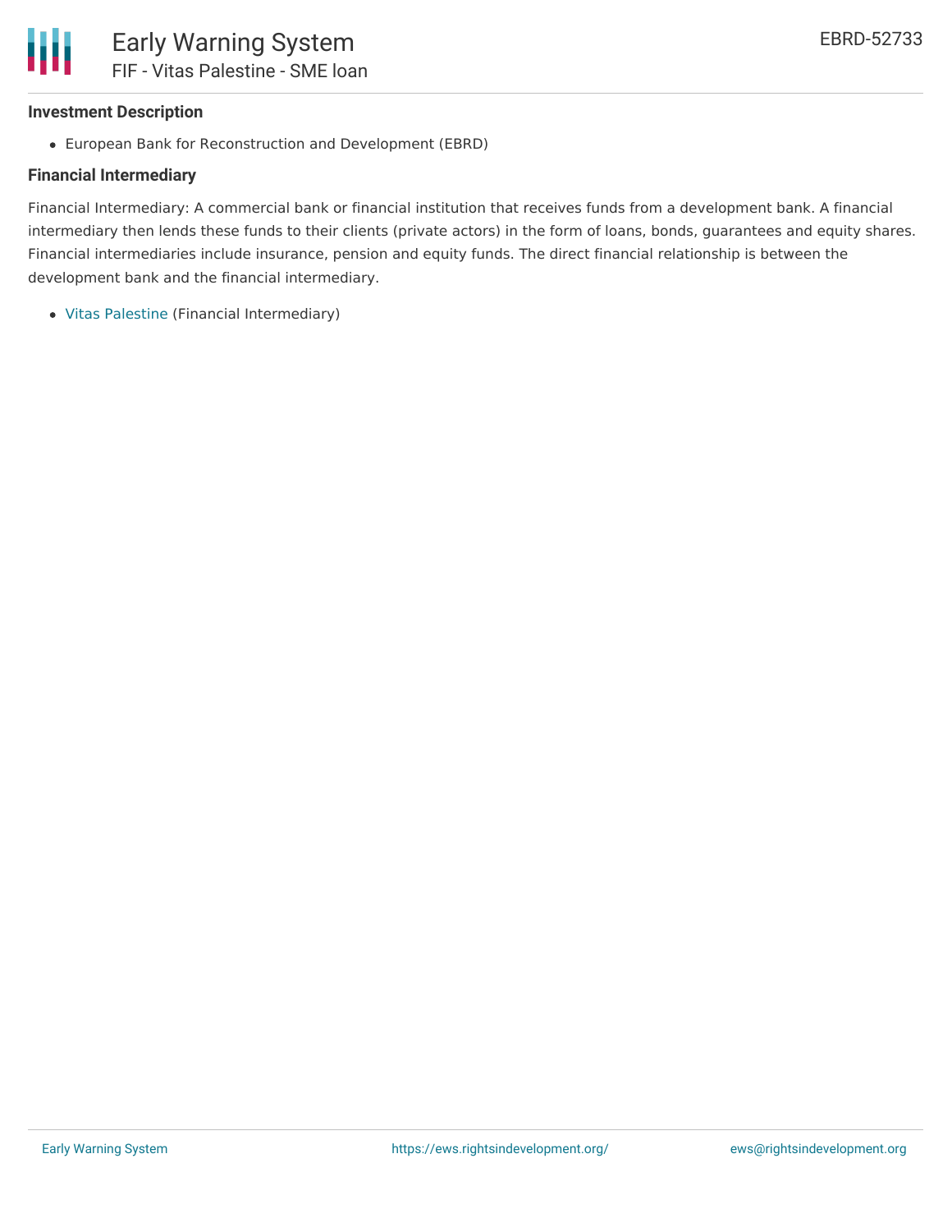### Investment Description

- European Bank for Reconstruction and Development (EBRD)

### Financial Intermediary

Financial Intermediary: A commercial bank or financial institution that receives funds from a development bank. A financial intermediary then lends these funds to their clients (private actors) in the form of loans, bonds, guarantees and equity shares. Financial intermediaries include insurance, pension and equity funds. The direct financial relationship is between the development bank and the financial intermediary.

- Vitas Palestine (Financial Intermediary)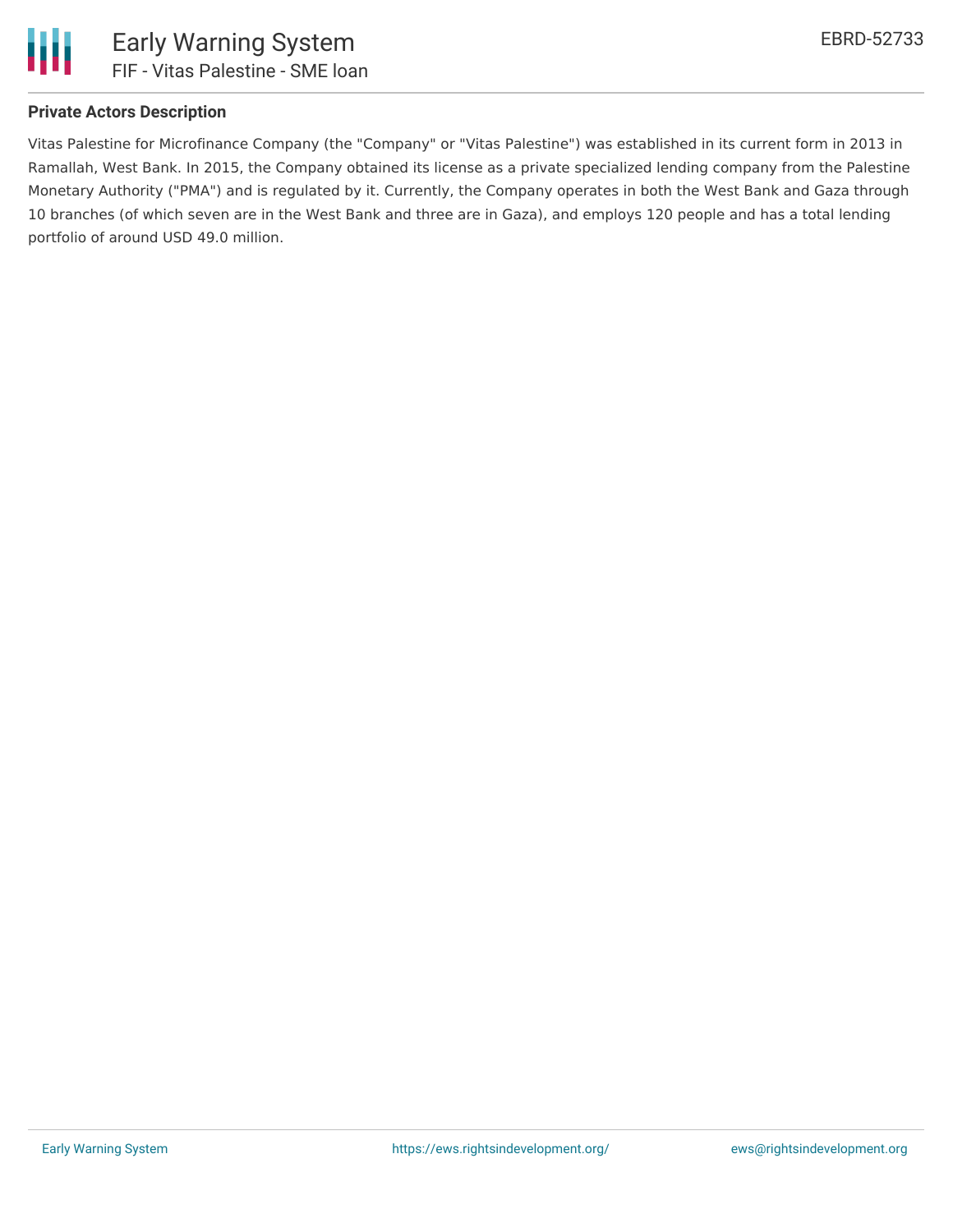**Private Actors Description**

Vitas Palestine for Microfinance Company (the "Company" or "Vitas Palestine") was established in its current form in 2013 in Ramallah, West Bank. In 2015, the Company obtained its license as a private specialized lending company from the Palestine Monetary Authority ("PMA") and is regulated by it. Currently, the Company operates in both the West Bank and Gaza through 10 branches (of which seven are in the West Bank and three are in Gaza), and employs 120 people and has a total lending portfolio of around USD 49.0 million.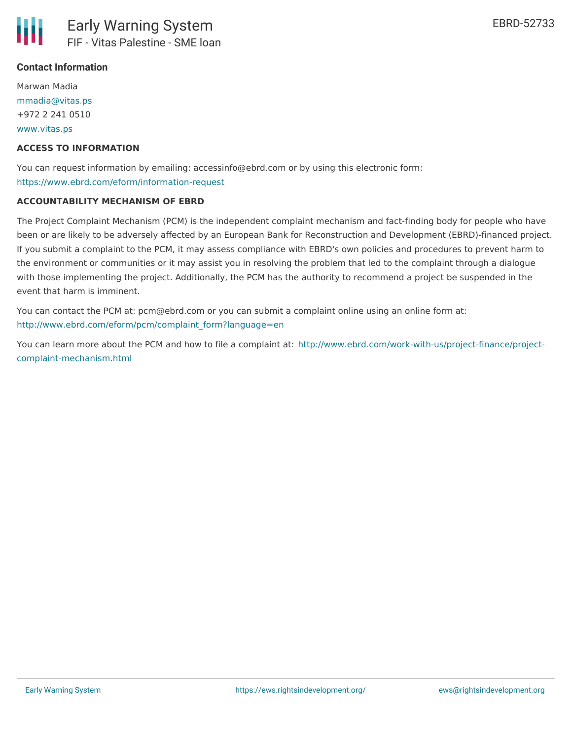### Contact Information

Marwan Madia
mmadia@vitas.ps
+972 2 241 0510
www.vitas.ps

**ACCESS TO INFORMATION**

You can request information by emailing: accessinfo@ebrd.com or by using this electronic form: https://www.ebrd.com/eform/information-request

**ACCOUNTABILITY MECHANISM OF EBRD**

The Project Complaint Mechanism (PCM) is the independent complaint mechanism and fact-finding body for people who have been or are likely to be adversely affected by an European Bank for Reconstruction and Development (EBRD)-financed project. If you submit a complaint to the PCM, it may assess compliance with EBRD's own policies and procedures to prevent harm to the environment or communities or it may assist you in resolving the problem that led to the complaint through a dialogue with those implementing the project. Additionally, the PCM has the authority to recommend a project be suspended in the event that harm is imminent.

You can contact the PCM at: pcm@ebrd.com or you can submit a complaint online using an online form at: http://www.ebrd.com/eform/pcm/complaint_form?language=en

You can learn more about the PCM and how to file a complaint at: http://www.ebrd.com/work-with-us/project-finance/project-complaint-mechanism.html